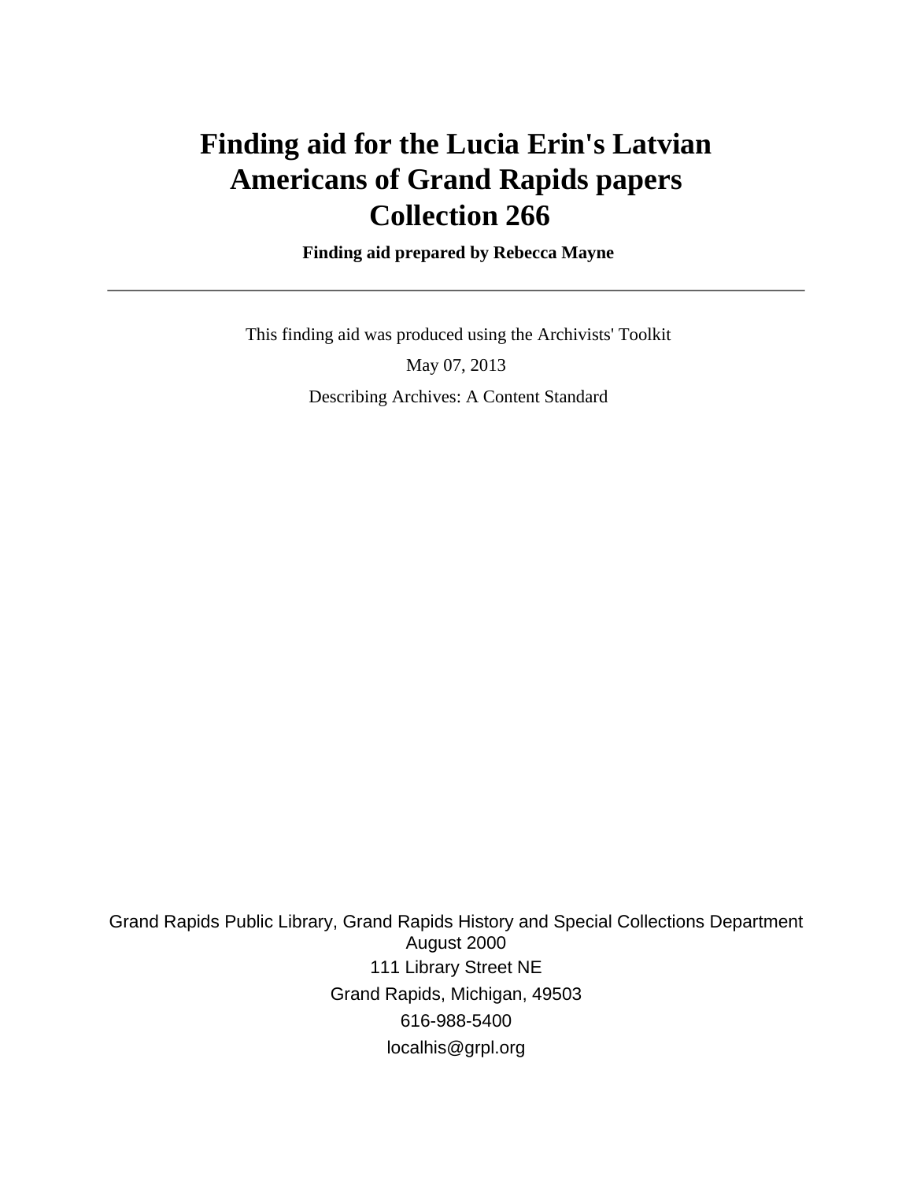# Finding aid for the Lucia Erin's Latvian Americans of Grand Rapids papers Collection 266

**Finding aid prepared by Rebecca Mayne**

---

This finding aid was produced using the Archivists' Toolkit

May 07, 2013

Describing Archives: A Content Standard

Grand Rapids Public Library, Grand Rapids History and Special Collections Department
August 2000
111 Library Street NE
Grand Rapids, Michigan, 49503
616-988-5400
localhis@grpl.org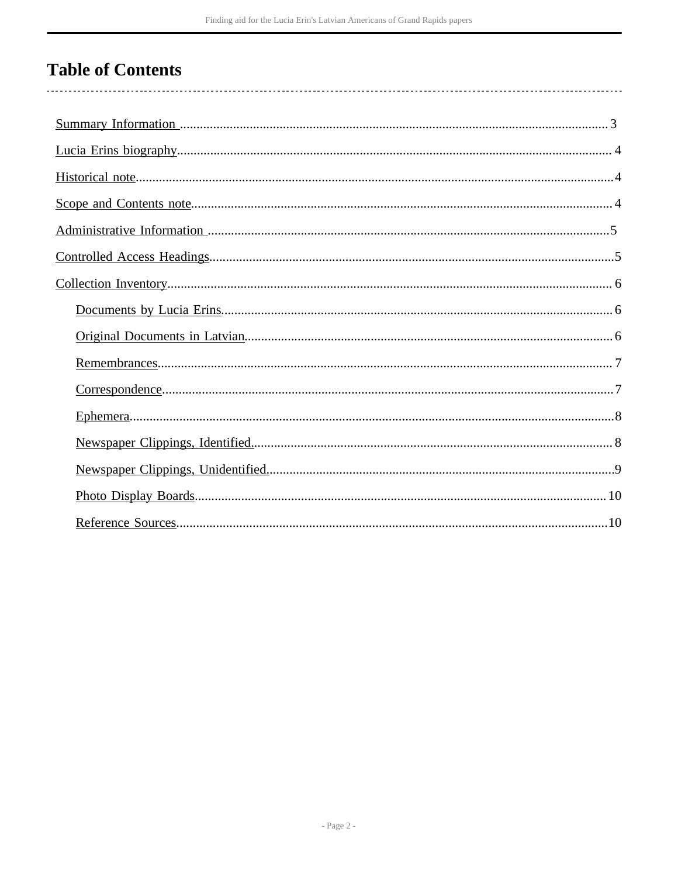# Table of Contents

- Summary Information .......... 3
- Lucia Erins biography .......... 4
- Historical note .......... 4
- Scope and Contents note .......... 4
- Administrative Information .......... 5
- Controlled Access Headings .......... 5
- Collection Inventory .......... 6
  - Documents by Lucia Erins .......... 6
  - Original Documents in Latvian .......... 6
  - Remembrances .......... 7
  - Correspondence .......... 7
  - Ephemera .......... 8
  - Newspaper Clippings, Identified. .......... 8
  - Newspaper Clippings, Unidentified. .......... 9
  - Photo Display Boards .......... 10
  - Reference Sources .......... 10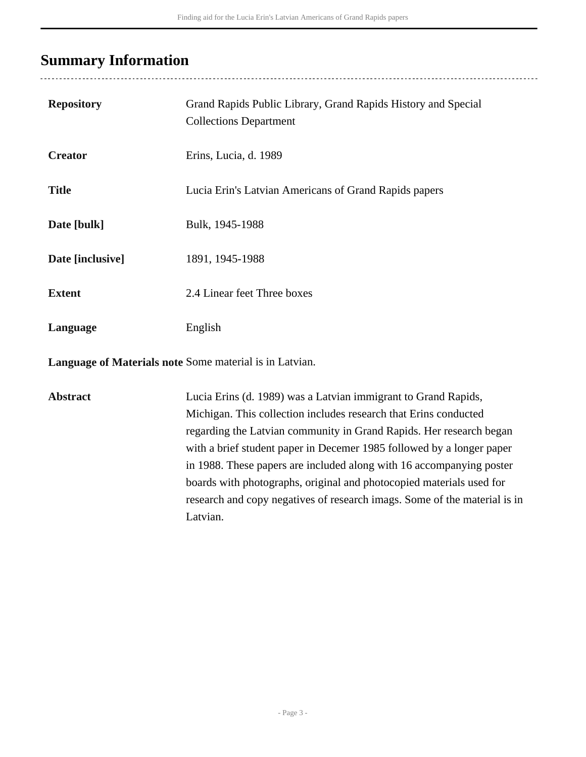## Summary Information

| | |
|---|---|
| **Repository** | Grand Rapids Public Library, Grand Rapids History and Special Collections Department |
| **Creator** | Erins, Lucia, d. 1989 |
| **Title** | Lucia Erin's Latvian Americans of Grand Rapids papers |
| **Date [bulk]** | Bulk, 1945-1988 |
| **Date [inclusive]** | 1891, 1945-1988 |
| **Extent** | 2.4 Linear feet Three boxes |
| **Language** | English |
| **Language of Materials note** | Some material is in Latvian. |
| **Abstract** | Lucia Erins (d. 1989) was a Latvian immigrant to Grand Rapids, Michigan. This collection includes research that Erins conducted regarding the Latvian community in Grand Rapids. Her research began with a brief student paper in Decemer 1985 followed by a longer paper in 1988. These papers are included along with 16 accompanying poster boards with photographs, original and photocopied materials used for research and copy negatives of research imags. Some of the material is in Latvian. |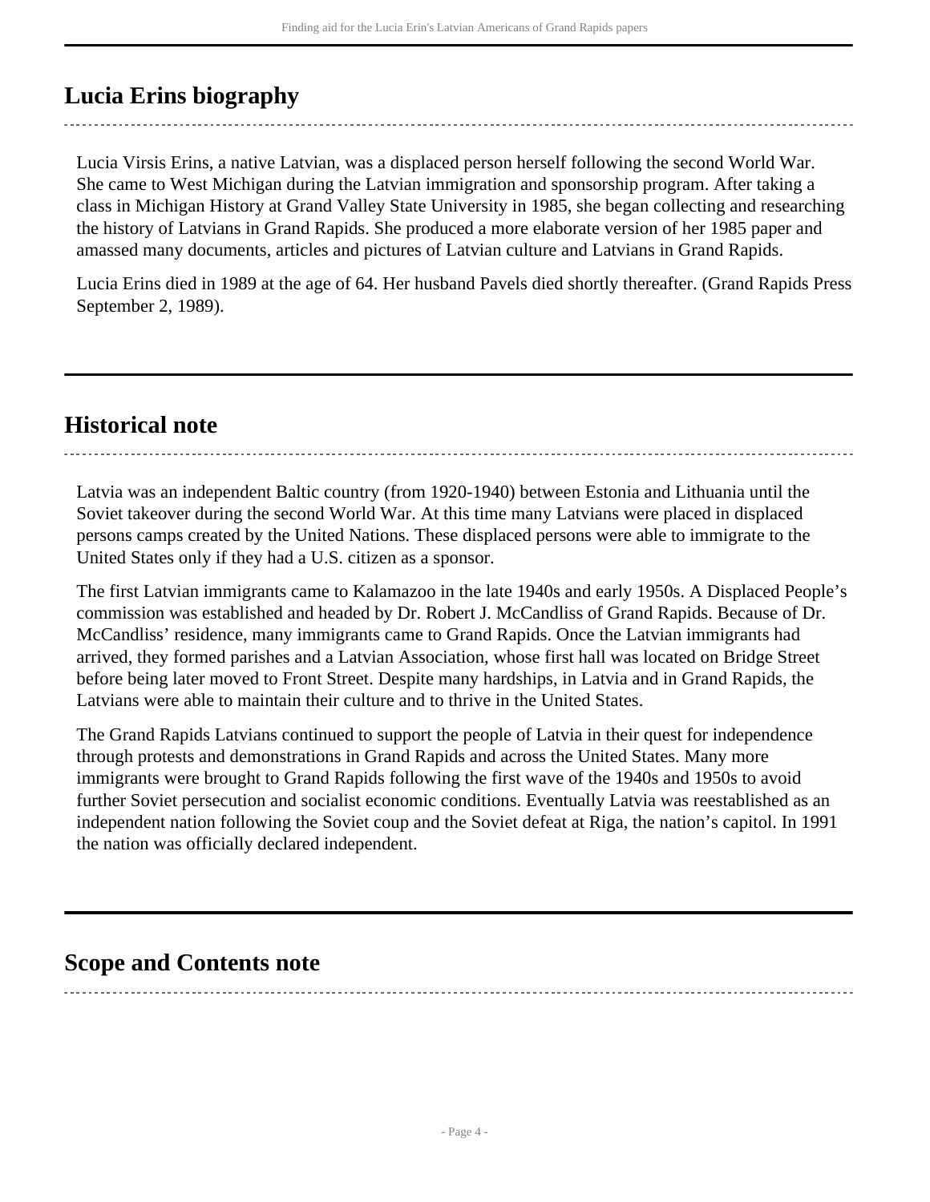## Lucia Erins biography

Lucia Virsis Erins, a native Latvian, was a displaced person herself following the second World War. She came to West Michigan during the Latvian immigration and sponsorship program. After taking a class in Michigan History at Grand Valley State University in 1985, she began collecting and researching the history of Latvians in Grand Rapids. She produced a more elaborate version of her 1985 paper and amassed many documents, articles and pictures of Latvian culture and Latvians in Grand Rapids.

Lucia Erins died in 1989 at the age of 64. Her husband Pavels died shortly thereafter. (Grand Rapids Press September 2, 1989).

## Historical note

Latvia was an independent Baltic country (from 1920-1940) between Estonia and Lithuania until the Soviet takeover during the second World War. At this time many Latvians were placed in displaced persons camps created by the United Nations. These displaced persons were able to immigrate to the United States only if they had a U.S. citizen as a sponsor.

The first Latvian immigrants came to Kalamazoo in the late 1940s and early 1950s. A Displaced People's commission was established and headed by Dr. Robert J. McCandliss of Grand Rapids. Because of Dr. McCandliss' residence, many immigrants came to Grand Rapids. Once the Latvian immigrants had arrived, they formed parishes and a Latvian Association, whose first hall was located on Bridge Street before being later moved to Front Street. Despite many hardships, in Latvia and in Grand Rapids, the Latvians were able to maintain their culture and to thrive in the United States.

The Grand Rapids Latvians continued to support the people of Latvia in their quest for independence through protests and demonstrations in Grand Rapids and across the United States. Many more immigrants were brought to Grand Rapids following the first wave of the 1940s and 1950s to avoid further Soviet persecution and socialist economic conditions. Eventually Latvia was reestablished as an independent nation following the Soviet coup and the Soviet defeat at Riga, the nation's capitol. In 1991 the nation was officially declared independent.

## Scope and Contents note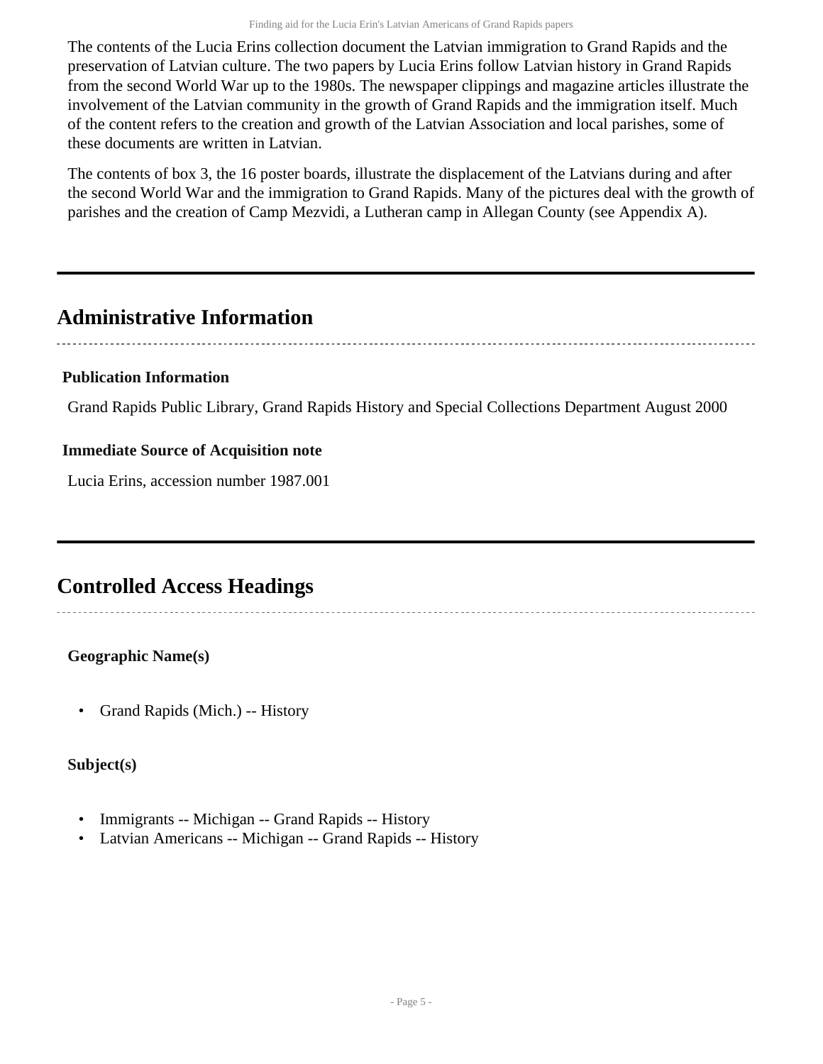The contents of the Lucia Erins collection document the Latvian immigration to Grand Rapids and the preservation of Latvian culture. The two papers by Lucia Erins follow Latvian history in Grand Rapids from the second World War up to the 1980s. The newspaper clippings and magazine articles illustrate the involvement of the Latvian community in the growth of Grand Rapids and the immigration itself. Much of the content refers to the creation and growth of the Latvian Association and local parishes, some of these documents are written in Latvian.

The contents of box 3, the 16 poster boards, illustrate the displacement of the Latvians during and after the second World War and the immigration to Grand Rapids. Many of the pictures deal with the growth of parishes and the creation of Camp Mezvidi, a Lutheran camp in Allegan County (see Appendix A).

## Administrative Information

### Publication Information

Grand Rapids Public Library, Grand Rapids History and Special Collections Department August 2000

### Immediate Source of Acquisition note

Lucia Erins, accession number 1987.001

## Controlled Access Headings

**Geographic Name(s)**

- Grand Rapids (Mich.) -- History

**Subject(s)**

- Immigrants -- Michigan -- Grand Rapids -- History
- Latvian Americans -- Michigan -- Grand Rapids -- History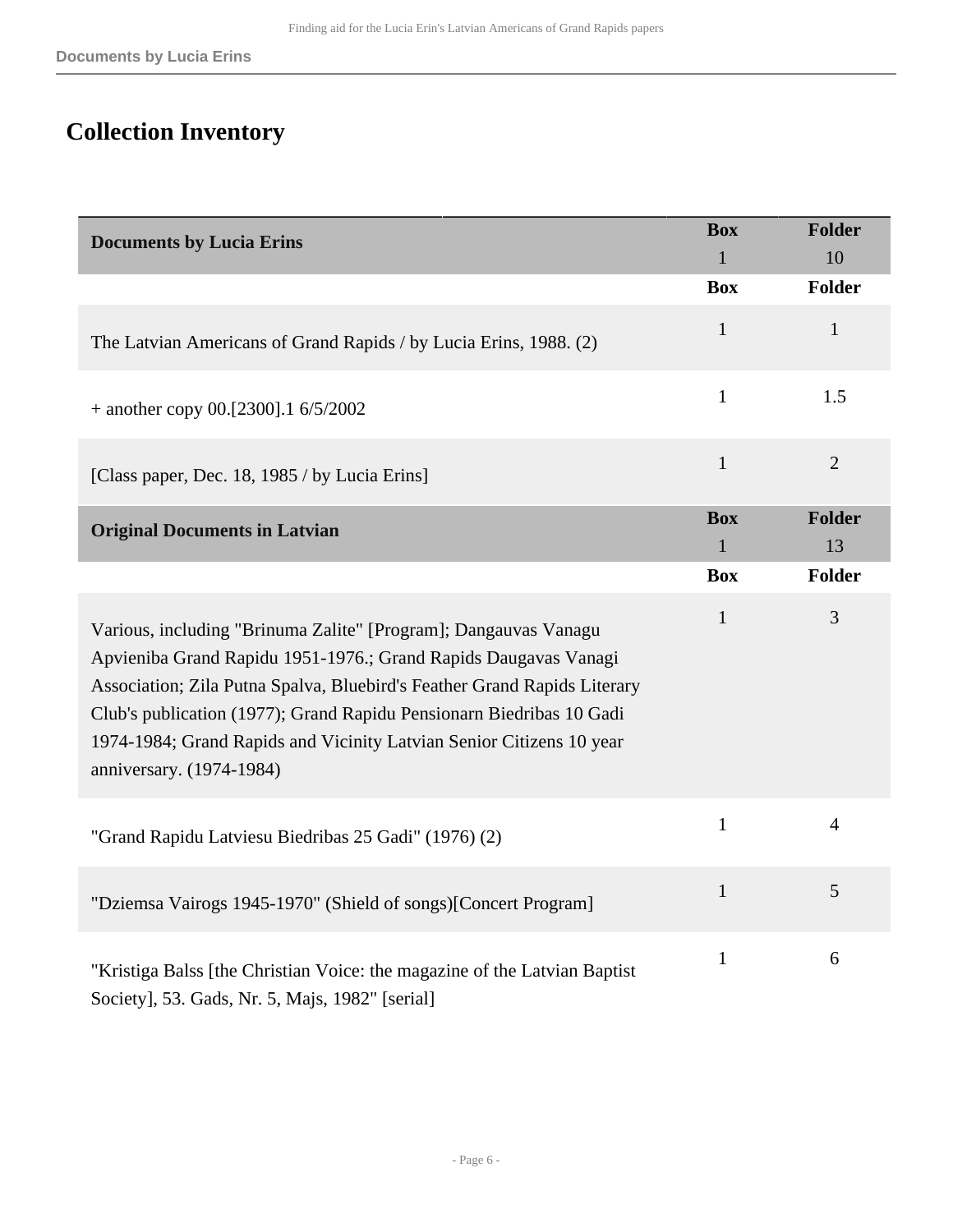## Collection Inventory

| Documents by Lucia Erins | Box 1 | Folder 10 |
|---|---|---|
| | **Box** | **Folder** |
| The Latvian Americans of Grand Rapids / by Lucia Erins, 1988. (2) | 1 | 1 |
| + another copy 00.[2300].1 6/5/2002 | 1 | 1.5 |
| [Class paper, Dec. 18, 1985 / by Lucia Erins] | 1 | 2 |

| Original Documents in Latvian | Box 1 | Folder 13 |
|---|---|---|
| | **Box** | **Folder** |
| Various, including "Brinuma Zalite" [Program]; Dangauvas Vanagu Apvieniba Grand Rapidu 1951-1976.; Grand Rapids Daugavas Vanagi Association; Zila Putna Spalva, Bluebird's Feather Grand Rapids Literary Club's publication (1977); Grand Rapidu Pensionarn Biedribas 10 Gadi 1974-1984; Grand Rapids and Vicinity Latvian Senior Citizens 10 year anniversary. (1974-1984) | 1 | 3 |
| "Grand Rapidu Latviesu Biedribas 25 Gadi" (1976) (2) | 1 | 4 |
| "Dziemsa Vairogs 1945-1970" (Shield of songs)[Concert Program] | 1 | 5 |
| "Kristiga Balss [the Christian Voice: the magazine of the Latvian Baptist Society], 53. Gads, Nr. 5, Majs, 1982" [serial] | 1 | 6 |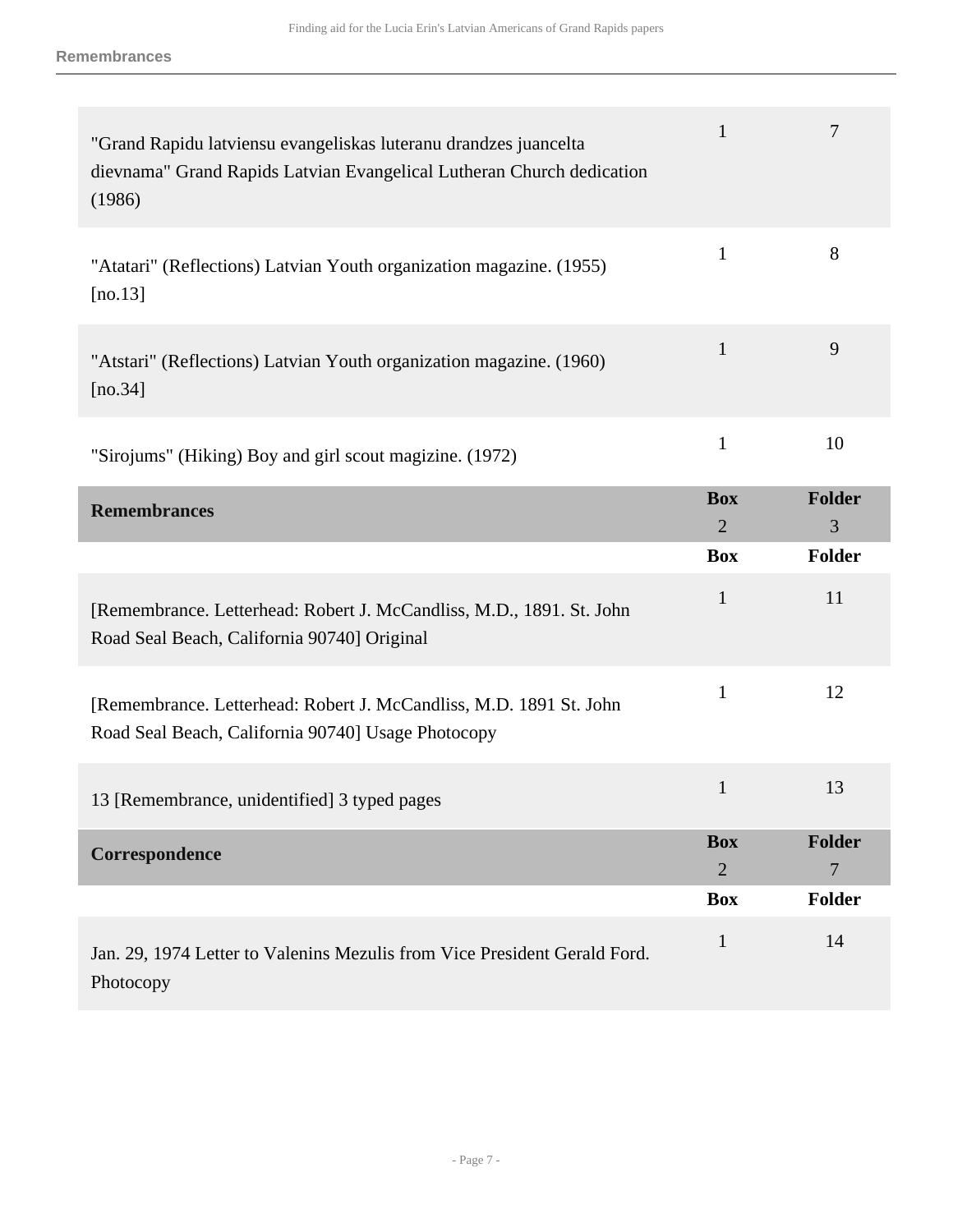| | Box | Folder |
|---|---|---|
| "Grand Rapidu latviensu evangeliskas luteranu drandzes juancelta dievnama" Grand Rapids Latvian Evangelical Lutheran Church dedication (1986) | 1 | 7 |
| "Atatari" (Reflections) Latvian Youth organization magazine. (1955) [no.13] | 1 | 8 |
| "Atstari" (Reflections) Latvian Youth organization magazine. (1960) [no.34] | 1 | 9 |
| "Sirojums" (Hiking) Boy and girl scout magizine. (1972) | 1 | 10 |

## Remembrances

Box 2, Folder 3

| | Box | Folder |
|---|---|---|
| [Remembrance. Letterhead: Robert J. McCandliss, M.D., 1891. St. John Road Seal Beach, California 90740] Original | 1 | 11 |
| [Remembrance. Letterhead: Robert J. McCandliss, M.D. 1891 St. John Road Seal Beach, California 90740] Usage Photocopy | 1 | 12 |
| 13 [Remembrance, unidentified] 3 typed pages | 1 | 13 |

## Correspondence

Box 2, Folder 7

| | Box | Folder |
|---|---|---|
| Jan. 29, 1974 Letter to Valenins Mezulis from Vice President Gerald Ford. Photocopy | 1 | 14 |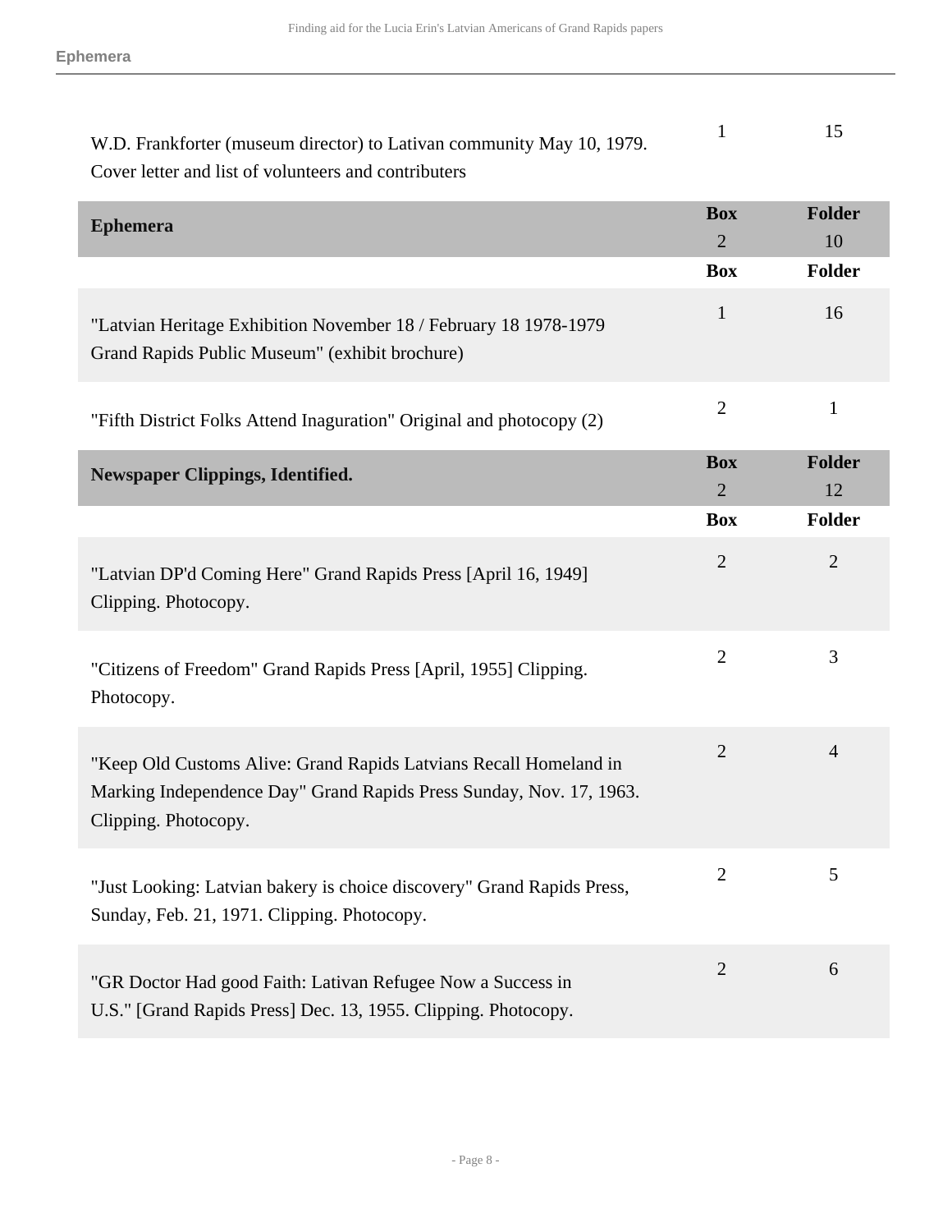| | Box | Folder |
|---|---|---|
| W.D. Frankforter (museum director) to Lativan community May 10, 1979. Cover letter and list of volunteers and contributers | 1 | 15 |

### Ephemera

| Ephemera | Box 2 | Folder 10 |
|---|---|---|
| | **Box** | **Folder** |
| "Latvian Heritage Exhibition November 18 / February 18 1978-1979 Grand Rapids Public Museum" (exhibit brochure) | 1 | 16 |
| "Fifth District Folks Attend Inaguration" Original and photocopy (2) | 2 | 1 |

### Newspaper Clippings, Identified.

| Newspaper Clippings, Identified. | Box 2 | Folder 12 |
|---|---|---|
| | **Box** | **Folder** |
| "Latvian DP'd Coming Here" Grand Rapids Press [April 16, 1949] Clipping. Photocopy. | 2 | 2 |
| "Citizens of Freedom" Grand Rapids Press [April, 1955] Clipping. Photocopy. | 2 | 3 |
| "Keep Old Customs Alive: Grand Rapids Latvians Recall Homeland in Marking Independence Day" Grand Rapids Press Sunday, Nov. 17, 1963. Clipping. Photocopy. | 2 | 4 |
| "Just Looking: Latvian bakery is choice discovery" Grand Rapids Press, Sunday, Feb. 21, 1971. Clipping. Photocopy. | 2 | 5 |
| "GR Doctor Had good Faith: Lativan Refugee Now a Success in U.S." [Grand Rapids Press] Dec. 13, 1955. Clipping. Photocopy. | 2 | 6 |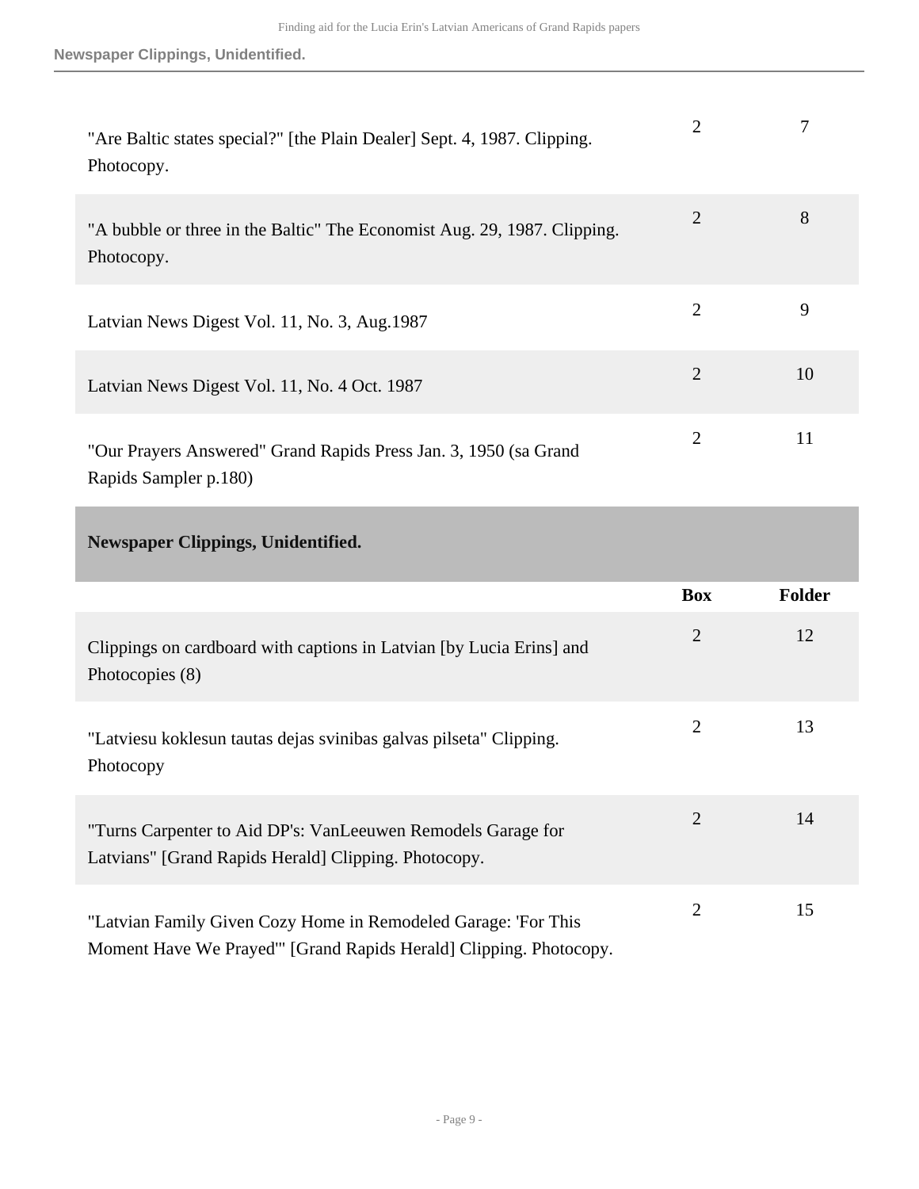| | Box | Folder |
|---|---|---|
| "Are Baltic states special?" [the Plain Dealer] Sept. 4, 1987. Clipping. Photocopy. | 2 | 7 |
| "A bubble or three in the Baltic" The Economist Aug. 29, 1987. Clipping. Photocopy. | 2 | 8 |
| Latvian News Digest Vol. 11, No. 3, Aug.1987 | 2 | 9 |
| Latvian News Digest Vol. 11, No. 4 Oct. 1987 | 2 | 10 |
| "Our Prayers Answered" Grand Rapids Press Jan. 3, 1950 (sa Grand Rapids Sampler p.180) | 2 | 11 |

**Newspaper Clippings, Unidentified.**

| | Box | Folder |
|---|---|---|
| Clippings on cardboard with captions in Latvian [by Lucia Erins] and Photocopies (8) | 2 | 12 |
| "Latviesu koklesun tautas dejas svinibas galvas pilseta" Clipping. Photocopy | 2 | 13 |
| "Turns Carpenter to Aid DP's: VanLeeuwen Remodels Garage for Latvians" [Grand Rapids Herald] Clipping. Photocopy. | 2 | 14 |
| "Latvian Family Given Cozy Home in Remodeled Garage: 'For This Moment Have We Prayed'" [Grand Rapids Herald] Clipping. Photocopy. | 2 | 15 |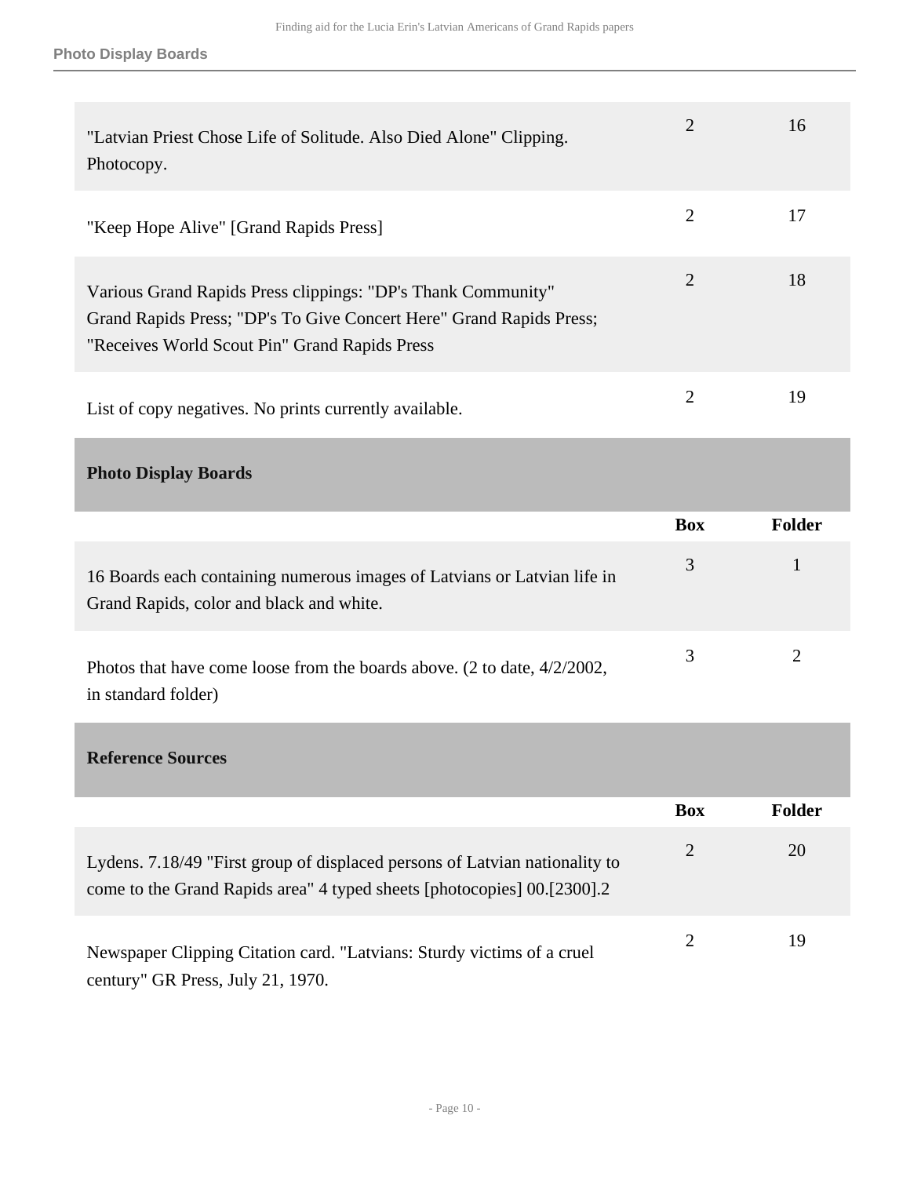| | Box | Folder |
|---|---|---|
| "Latvian Priest Chose Life of Solitude. Also Died Alone" Clipping. Photocopy. | 2 | 16 |
| "Keep Hope Alive" [Grand Rapids Press] | 2 | 17 |
| Various Grand Rapids Press clippings: "DP's Thank Community" Grand Rapids Press; "DP's To Give Concert Here" Grand Rapids Press; "Receives World Scout Pin" Grand Rapids Press | 2 | 18 |
| List of copy negatives. No prints currently available. | 2 | 19 |

### Photo Display Boards

| | Box | Folder |
|---|---|---|
| 16 Boards each containing numerous images of Latvians or Latvian life in Grand Rapids, color and black and white. | 3 | 1 |
| Photos that have come loose from the boards above. (2 to date, 4/2/2002, in standard folder) | 3 | 2 |

### Reference Sources

| | Box | Folder |
|---|---|---|
| Lydens. 7.18/49 "First group of displaced persons of Latvian nationality to come to the Grand Rapids area" 4 typed sheets [photocopies] 00.[2300].2 | 2 | 20 |
| Newspaper Clipping Citation card. "Latvians: Sturdy victims of a cruel century" GR Press, July 21, 1970. | 2 | 19 |